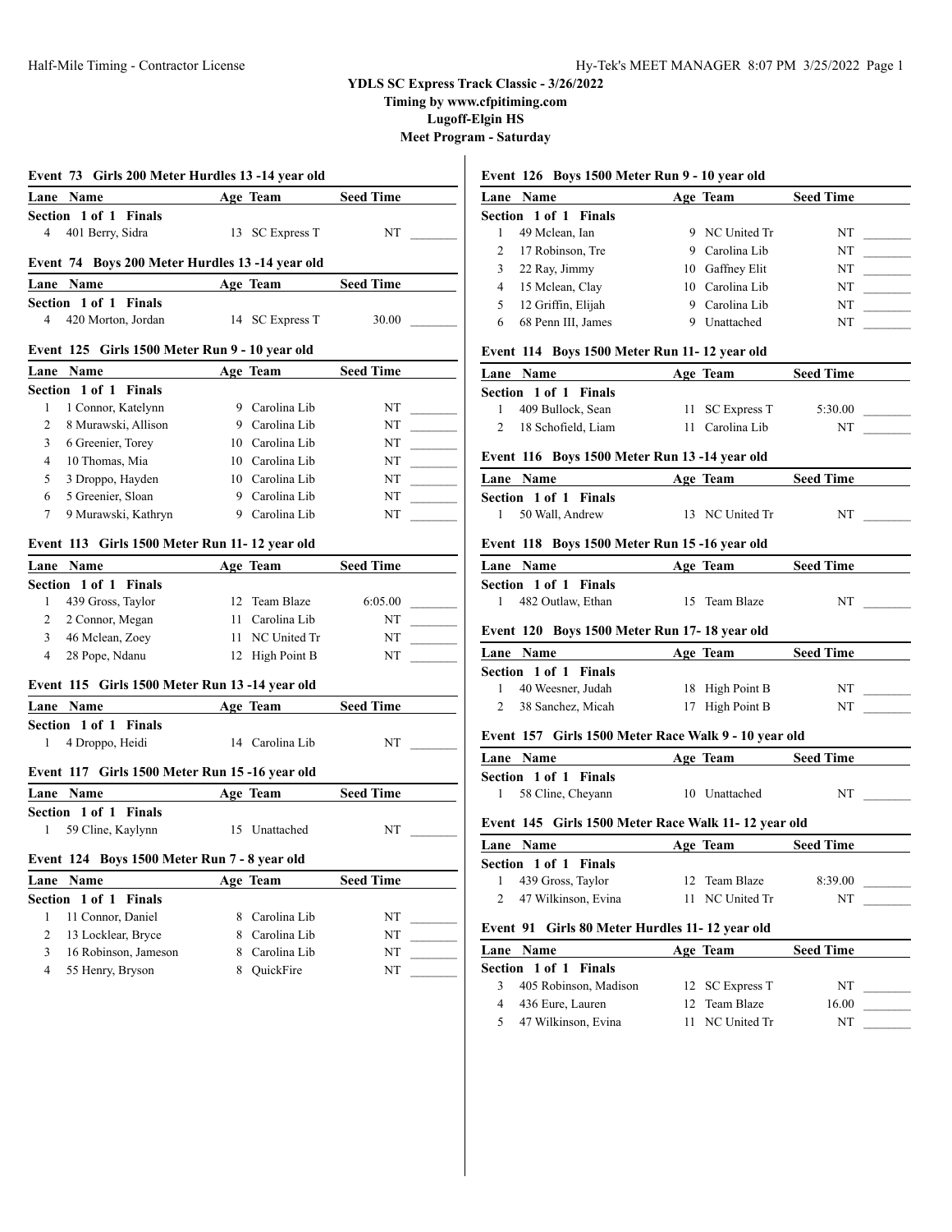**YDLS SC Express Track Classic - 3/26/2022**
**Timing by www.cfpitiming.com**
**Lugoff-Elgin HS**
**Meet Program - Saturday**

### Event 73 Girls 200 Meter Hurdles 13 -14 year old

| Lane | Name | Age | Team | Seed Time |
|---|---|---|---|---|
| **Section 1 of 1 Finals** | | | | |
| 4 | 401 Berry, Sidra | 13 | SC Express T | NT |

### Event 74 Boys 200 Meter Hurdles 13 -14 year old

| Lane | Name | Age | Team | Seed Time |
|---|---|---|---|---|
| **Section 1 of 1 Finals** | | | | |
| 4 | 420 Morton, Jordan | 14 | SC Express T | 30.00 |

### Event 125 Girls 1500 Meter Run 9 - 10 year old

| Lane | Name | Age | Team | Seed Time |
|---|---|---|---|---|
| **Section 1 of 1 Finals** | | | | |
| 1 | 1 Connor, Katelynn | 9 | Carolina Lib | NT |
| 2 | 8 Murawski, Allison | 9 | Carolina Lib | NT |
| 3 | 6 Greenier, Torey | 10 | Carolina Lib | NT |
| 4 | 10 Thomas, Mia | 10 | Carolina Lib | NT |
| 5 | 3 Droppo, Hayden | 10 | Carolina Lib | NT |
| 6 | 5 Greenier, Sloan | 9 | Carolina Lib | NT |
| 7 | 9 Murawski, Kathryn | 9 | Carolina Lib | NT |

### Event 113 Girls 1500 Meter Run 11- 12 year old

| Lane | Name | Age | Team | Seed Time |
|---|---|---|---|---|
| **Section 1 of 1 Finals** | | | | |
| 1 | 439 Gross, Taylor | 12 | Team Blaze | 6:05.00 |
| 2 | 2 Connor, Megan | 11 | Carolina Lib | NT |
| 3 | 46 Mclean, Zoey | 11 | NC United Tr | NT |
| 4 | 28 Pope, Ndanu | 12 | High Point B | NT |

### Event 115 Girls 1500 Meter Run 13 -14 year old

| Lane | Name | Age | Team | Seed Time |
|---|---|---|---|---|
| **Section 1 of 1 Finals** | | | | |
| 1 | 4 Droppo, Heidi | 14 | Carolina Lib | NT |

### Event 117 Girls 1500 Meter Run 15 -16 year old

| Lane | Name | Age | Team | Seed Time |
|---|---|---|---|---|
| **Section 1 of 1 Finals** | | | | |
| 1 | 59 Cline, Kaylynn | 15 | Unattached | NT |

### Event 124 Boys 1500 Meter Run 7 - 8 year old

| Lane | Name | Age | Team | Seed Time |
|---|---|---|---|---|
| **Section 1 of 1 Finals** | | | | |
| 1 | 11 Connor, Daniel | 8 | Carolina Lib | NT |
| 2 | 13 Locklear, Bryce | 8 | Carolina Lib | NT |
| 3 | 16 Robinson, Jameson | 8 | Carolina Lib | NT |
| 4 | 55 Henry, Bryson | 8 | QuickFire | NT |

### Event 126 Boys 1500 Meter Run 9 - 10 year old

| Lane | Name | Age | Team | Seed Time |
|---|---|---|---|---|
| **Section 1 of 1 Finals** | | | | |
| 1 | 49 Mclean, Ian | 9 | NC United Tr | NT |
| 2 | 17 Robinson, Tre | 9 | Carolina Lib | NT |
| 3 | 22 Ray, Jimmy | 10 | Gaffney Elit | NT |
| 4 | 15 Mclean, Clay | 10 | Carolina Lib | NT |
| 5 | 12 Griffin, Elijah | 9 | Carolina Lib | NT |
| 6 | 68 Penn III, James | 9 | Unattached | NT |

### Event 114 Boys 1500 Meter Run 11- 12 year old

| Lane | Name | Age | Team | Seed Time |
|---|---|---|---|---|
| **Section 1 of 1 Finals** | | | | |
| 1 | 409 Bullock, Sean | 11 | SC Express T | 5:30.00 |
| 2 | 18 Schofield, Liam | 11 | Carolina Lib | NT |

### Event 116 Boys 1500 Meter Run 13 -14 year old

| Lane | Name | Age | Team | Seed Time |
|---|---|---|---|---|
| **Section 1 of 1 Finals** | | | | |
| 1 | 50 Wall, Andrew | 13 | NC United Tr | NT |

### Event 118 Boys 1500 Meter Run 15 -16 year old

| Lane | Name | Age | Team | Seed Time |
|---|---|---|---|---|
| **Section 1 of 1 Finals** | | | | |
| 1 | 482 Outlaw, Ethan | 15 | Team Blaze | NT |

### Event 120 Boys 1500 Meter Run 17- 18 year old

| Lane | Name | Age | Team | Seed Time |
|---|---|---|---|---|
| **Section 1 of 1 Finals** | | | | |
| 1 | 40 Weesner, Judah | 18 | High Point B | NT |
| 2 | 38 Sanchez, Micah | 17 | High Point B | NT |

### Event 157 Girls 1500 Meter Race Walk 9 - 10 year old

| Lane | Name | Age | Team | Seed Time |
|---|---|---|---|---|
| **Section 1 of 1 Finals** | | | | |
| 1 | 58 Cline, Cheyann | 10 | Unattached | NT |

### Event 145 Girls 1500 Meter Race Walk 11- 12 year old

| Lane | Name | Age | Team | Seed Time |
|---|---|---|---|---|
| **Section 1 of 1 Finals** | | | | |
| 1 | 439 Gross, Taylor | 12 | Team Blaze | 8:39.00 |
| 2 | 47 Wilkinson, Evina | 11 | NC United Tr | NT |

### Event 91 Girls 80 Meter Hurdles 11- 12 year old

| Lane | Name | Age | Team | Seed Time |
|---|---|---|---|---|
| **Section 1 of 1 Finals** | | | | |
| 3 | 405 Robinson, Madison | 12 | SC Express T | NT |
| 4 | 436 Eure, Lauren | 12 | Team Blaze | 16.00 |
| 5 | 47 Wilkinson, Evina | 11 | NC United Tr | NT |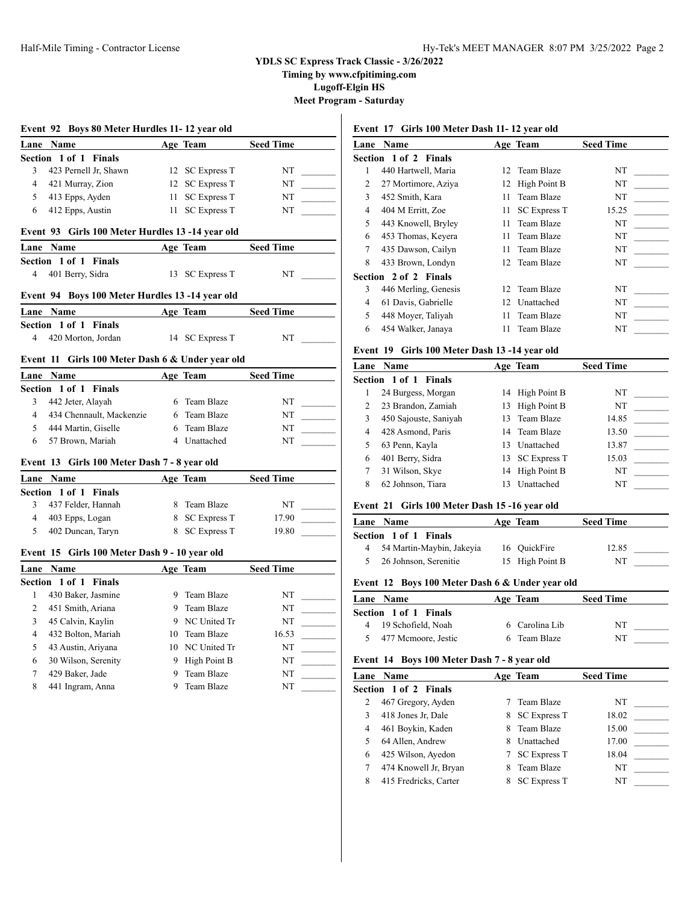**YDLS SC Express Track Classic - 3/26/2022**
**Timing by www.cfpitiming.com**
**Lugoff-Elgin HS**
**Meet Program - Saturday**

### Event 92 Boys 80 Meter Hurdles 11- 12 year old

| Lane | Name | Age | Team | Seed Time |
|---|---|---|---|---|
| **Section 1 of 1 Finals** | | | | |
| 3 | 423 Pernell Jr, Shawn | 12 | SC Express T | NT |
| 4 | 421 Murray, Zion | 12 | SC Express T | NT |
| 5 | 413 Epps, Ayden | 11 | SC Express T | NT |
| 6 | 412 Epps, Austin | 11 | SC Express T | NT |

### Event 93 Girls 100 Meter Hurdles 13 -14 year old

| Lane | Name | Age | Team | Seed Time |
|---|---|---|---|---|
| **Section 1 of 1 Finals** | | | | |
| 4 | 401 Berry, Sidra | 13 | SC Express T | NT |

### Event 94 Boys 100 Meter Hurdles 13 -14 year old

| Lane | Name | Age | Team | Seed Time |
|---|---|---|---|---|
| **Section 1 of 1 Finals** | | | | |
| 4 | 420 Morton, Jordan | 14 | SC Express T | NT |

### Event 11 Girls 100 Meter Dash 6 & Under year old

| Lane | Name | Age | Team | Seed Time |
|---|---|---|---|---|
| **Section 1 of 1 Finals** | | | | |
| 3 | 442 Jeter, Alayah | 6 | Team Blaze | NT |
| 4 | 434 Chennault, Mackenzie | 6 | Team Blaze | NT |
| 5 | 444 Martin, Giselle | 6 | Team Blaze | NT |
| 6 | 57 Brown, Mariah | 4 | Unattached | NT |

### Event 13 Girls 100 Meter Dash 7 - 8 year old

| Lane | Name | Age | Team | Seed Time |
|---|---|---|---|---|
| **Section 1 of 1 Finals** | | | | |
| 3 | 437 Felder, Hannah | 8 | Team Blaze | NT |
| 4 | 403 Epps, Logan | 8 | SC Express T | 17.90 |
| 5 | 402 Duncan, Taryn | 8 | SC Express T | 19.80 |

### Event 15 Girls 100 Meter Dash 9 - 10 year old

| Lane | Name | Age | Team | Seed Time |
|---|---|---|---|---|
| **Section 1 of 1 Finals** | | | | |
| 1 | 430 Baker, Jasmine | 9 | Team Blaze | NT |
| 2 | 451 Smith, Ariana | 9 | Team Blaze | NT |
| 3 | 45 Calvin, Kaylin | 9 | NC United Tr | NT |
| 4 | 432 Bolton, Mariah | 10 | Team Blaze | 16.53 |
| 5 | 43 Austin, Ariyana | 10 | NC United Tr | NT |
| 6 | 30 Wilson, Serenity | 9 | High Point B | NT |
| 7 | 429 Baker, Jade | 9 | Team Blaze | NT |
| 8 | 441 Ingram, Anna | 9 | Team Blaze | NT |

### Event 17 Girls 100 Meter Dash 11- 12 year old

| Lane | Name | Age | Team | Seed Time |
|---|---|---|---|---|
| **Section 1 of 2 Finals** | | | | |
| 1 | 440 Hartwell, Maria | 12 | Team Blaze | NT |
| 2 | 27 Mortimore, Aziya | 12 | High Point B | NT |
| 3 | 452 Smith, Kara | 11 | Team Blaze | NT |
| 4 | 404 M Erritt, Zoe | 11 | SC Express T | 15.25 |
| 5 | 443 Knowell, Bryley | 11 | Team Blaze | NT |
| 6 | 453 Thomas, Keyera | 11 | Team Blaze | NT |
| 7 | 435 Dawson, Cailyn | 11 | Team Blaze | NT |
| 8 | 433 Brown, Londyn | 12 | Team Blaze | NT |
| **Section 2 of 2 Finals** | | | | |
| 3 | 446 Merling, Genesis | 12 | Team Blaze | NT |
| 4 | 61 Davis, Gabrielle | 12 | Unattached | NT |
| 5 | 448 Moyer, Taliyah | 11 | Team Blaze | NT |
| 6 | 454 Walker, Janaya | 11 | Team Blaze | NT |

### Event 19 Girls 100 Meter Dash 13 -14 year old

| Lane | Name | Age | Team | Seed Time |
|---|---|---|---|---|
| **Section 1 of 1 Finals** | | | | |
| 1 | 24 Burgess, Morgan | 14 | High Point B | NT |
| 2 | 23 Brandon, Zamiah | 13 | High Point B | NT |
| 3 | 450 Sajouste, Saniyah | 13 | Team Blaze | 14.85 |
| 4 | 428 Asmond, Paris | 14 | Team Blaze | 13.50 |
| 5 | 63 Penn, Kayla | 13 | Unattached | 13.87 |
| 6 | 401 Berry, Sidra | 13 | SC Express T | 15.03 |
| 7 | 31 Wilson, Skye | 14 | High Point B | NT |
| 8 | 62 Johnson, Tiara | 13 | Unattached | NT |

### Event 21 Girls 100 Meter Dash 15 -16 year old

| Lane | Name | Age | Team | Seed Time |
|---|---|---|---|---|
| **Section 1 of 1 Finals** | | | | |
| 4 | 54 Martin-Maybin, Jakeyia | 16 | QuickFire | 12.85 |
| 5 | 26 Johnson, Serenitie | 15 | High Point B | NT |

### Event 12 Boys 100 Meter Dash 6 & Under year old

| Lane | Name | Age | Team | Seed Time |
|---|---|---|---|---|
| **Section 1 of 1 Finals** | | | | |
| 4 | 19 Schofield, Noah | 6 | Carolina Lib | NT |
| 5 | 477 Mcmoore, Jestic | 6 | Team Blaze | NT |

### Event 14 Boys 100 Meter Dash 7 - 8 year old

| Lane | Name | Age | Team | Seed Time |
|---|---|---|---|---|
| **Section 1 of 2 Finals** | | | | |
| 2 | 467 Gregory, Ayden | 7 | Team Blaze | NT |
| 3 | 418 Jones Jr, Dale | 8 | SC Express T | 18.02 |
| 4 | 461 Boykin, Kaden | 8 | Team Blaze | 15.00 |
| 5 | 64 Allen, Andrew | 8 | Unattached | 17.00 |
| 6 | 425 Wilson, Ayedon | 7 | SC Express T | 18.04 |
| 7 | 474 Knowell Jr, Bryan | 8 | Team Blaze | NT |
| 8 | 415 Fredricks, Carter | 8 | SC Express T | NT |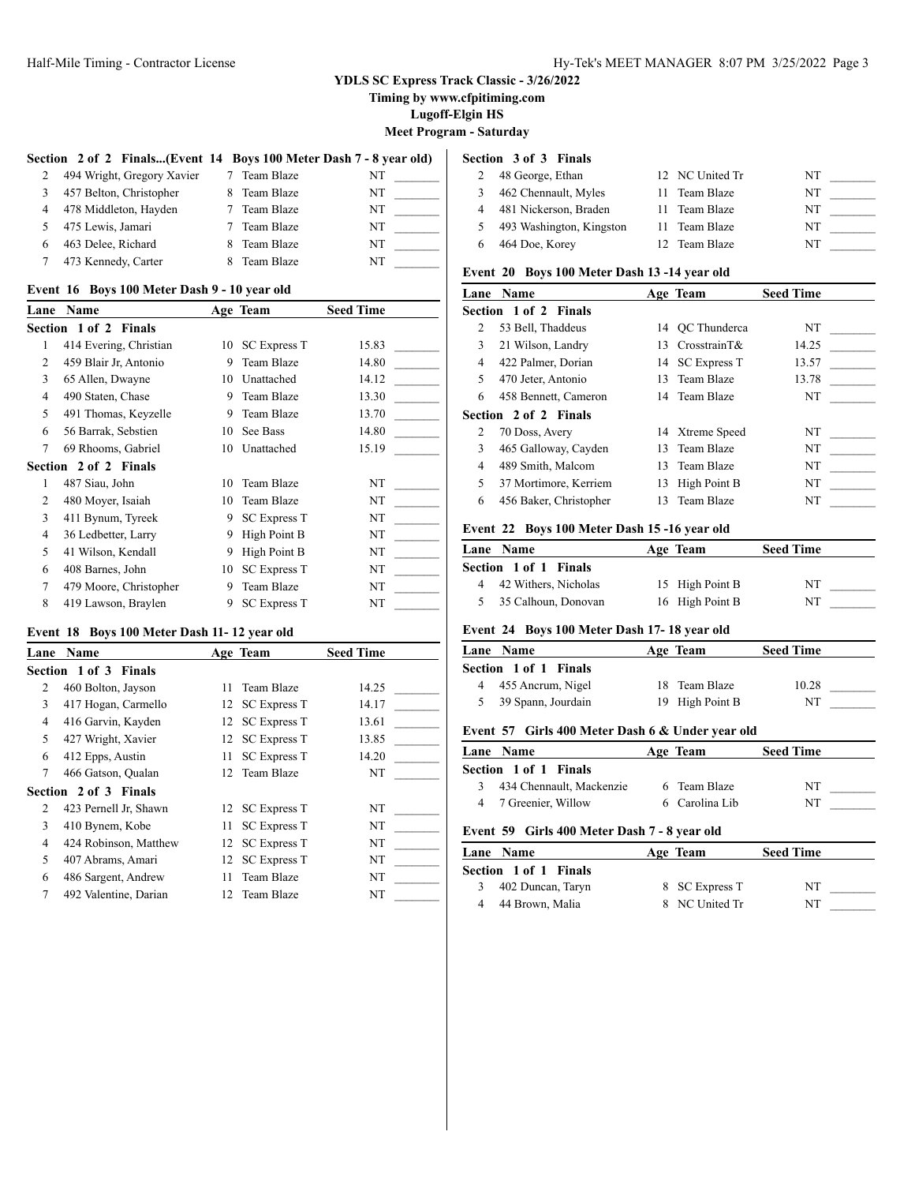YDLS SC Express Track Classic - 3/26/2022

Timing by www.cfpitiming.com

Lugoff-Elgin HS

Meet Program - Saturday

### Section 2 of 2 Finals...(Event 14 Boys 100 Meter Dash 7 - 8 year old)

| Lane | Name | Age | Team | Seed Time |
|---|---|---|---|---|
| 2 | 494 Wright, Gregory Xavier | 7 | Team Blaze | NT |
| 3 | 457 Belton, Christopher | 8 | Team Blaze | NT |
| 4 | 478 Middleton, Hayden | 7 | Team Blaze | NT |
| 5 | 475 Lewis, Jamari | 7 | Team Blaze | NT |
| 6 | 463 Delee, Richard | 8 | Team Blaze | NT |
| 7 | 473 Kennedy, Carter | 8 | Team Blaze | NT |

### Event 16 Boys 100 Meter Dash 9 - 10 year old

| Lane | Name | Age | Team | Seed Time |
|---|---|---|---|---|
| **Section 1 of 2 Finals** | | | | |
| 1 | 414 Evering, Christian | 10 | SC Express T | 15.83 |
| 2 | 459 Blair Jr, Antonio | 9 | Team Blaze | 14.80 |
| 3 | 65 Allen, Dwayne | 10 | Unattached | 14.12 |
| 4 | 490 Staten, Chase | 9 | Team Blaze | 13.30 |
| 5 | 491 Thomas, Keyzelle | 9 | Team Blaze | 13.70 |
| 6 | 56 Barrak, Sebstien | 10 | See Bass | 14.80 |
| 7 | 69 Rhooms, Gabriel | 10 | Unattached | 15.19 |
| **Section 2 of 2 Finals** | | | | |
| 1 | 487 Siau, John | 10 | Team Blaze | NT |
| 2 | 480 Moyer, Isaiah | 10 | Team Blaze | NT |
| 3 | 411 Bynum, Tyreek | 9 | SC Express T | NT |
| 4 | 36 Ledbetter, Larry | 9 | High Point B | NT |
| 5 | 41 Wilson, Kendall | 9 | High Point B | NT |
| 6 | 408 Barnes, John | 10 | SC Express T | NT |
| 7 | 479 Moore, Christopher | 9 | Team Blaze | NT |
| 8 | 419 Lawson, Braylen | 9 | SC Express T | NT |

### Event 18 Boys 100 Meter Dash 11- 12 year old

| Lane | Name | Age | Team | Seed Time |
|---|---|---|---|---|
| **Section 1 of 3 Finals** | | | | |
| 2 | 460 Bolton, Jayson | 11 | Team Blaze | 14.25 |
| 3 | 417 Hogan, Carmello | 12 | SC Express T | 14.17 |
| 4 | 416 Garvin, Kayden | 12 | SC Express T | 13.61 |
| 5 | 427 Wright, Xavier | 12 | SC Express T | 13.85 |
| 6 | 412 Epps, Austin | 11 | SC Express T | 14.20 |
| 7 | 466 Gatson, Qualan | 12 | Team Blaze | NT |
| **Section 2 of 3 Finals** | | | | |
| 2 | 423 Pernell Jr, Shawn | 12 | SC Express T | NT |
| 3 | 410 Bynem, Kobe | 11 | SC Express T | NT |
| 4 | 424 Robinson, Matthew | 12 | SC Express T | NT |
| 5 | 407 Abrams, Amari | 12 | SC Express T | NT |
| 6 | 486 Sargent, Andrew | 11 | Team Blaze | NT |
| 7 | 492 Valentine, Darian | 12 | Team Blaze | NT |
| **Section 3 of 3 Finals** | | | | |
| 2 | 48 George, Ethan | 12 | NC United Tr | NT |
| 3 | 462 Chennault, Myles | 11 | Team Blaze | NT |
| 4 | 481 Nickerson, Braden | 11 | Team Blaze | NT |
| 5 | 493 Washington, Kingston | 11 | Team Blaze | NT |
| 6 | 464 Doe, Korey | 12 | Team Blaze | NT |

### Event 20 Boys 100 Meter Dash 13 -14 year old

| Lane | Name | Age | Team | Seed Time |
|---|---|---|---|---|
| **Section 1 of 2 Finals** | | | | |
| 2 | 53 Bell, Thaddeus | 14 | QC Thunderca | NT |
| 3 | 21 Wilson, Landry | 13 | CrosstrainT& | 14.25 |
| 4 | 422 Palmer, Dorian | 14 | SC Express T | 13.57 |
| 5 | 470 Jeter, Antonio | 13 | Team Blaze | 13.78 |
| 6 | 458 Bennett, Cameron | 14 | Team Blaze | NT |
| **Section 2 of 2 Finals** | | | | |
| 2 | 70 Doss, Avery | 14 | Xtreme Speed | NT |
| 3 | 465 Galloway, Cayden | 13 | Team Blaze | NT |
| 4 | 489 Smith, Malcom | 13 | Team Blaze | NT |
| 5 | 37 Mortimore, Kerriem | 13 | High Point B | NT |
| 6 | 456 Baker, Christopher | 13 | Team Blaze | NT |

### Event 22 Boys 100 Meter Dash 15 -16 year old

| Lane | Name | Age | Team | Seed Time |
|---|---|---|---|---|
| **Section 1 of 1 Finals** | | | | |
| 4 | 42 Withers, Nicholas | 15 | High Point B | NT |
| 5 | 35 Calhoun, Donovan | 16 | High Point B | NT |

### Event 24 Boys 100 Meter Dash 17- 18 year old

| Lane | Name | Age | Team | Seed Time |
|---|---|---|---|---|
| **Section 1 of 1 Finals** | | | | |
| 4 | 455 Ancrum, Nigel | 18 | Team Blaze | 10.28 |
| 5 | 39 Spann, Jourdain | 19 | High Point B | NT |

### Event 57 Girls 400 Meter Dash 6 & Under year old

| Lane | Name | Age | Team | Seed Time |
|---|---|---|---|---|
| **Section 1 of 1 Finals** | | | | |
| 3 | 434 Chennault, Mackenzie | 6 | Team Blaze | NT |
| 4 | 7 Greenier, Willow | 6 | Carolina Lib | NT |

### Event 59 Girls 400 Meter Dash 7 - 8 year old

| Lane | Name | Age | Team | Seed Time |
|---|---|---|---|---|
| **Section 1 of 1 Finals** | | | | |
| 3 | 402 Duncan, Taryn | 8 | SC Express T | NT |
| 4 | 44 Brown, Malia | 8 | NC United Tr | NT |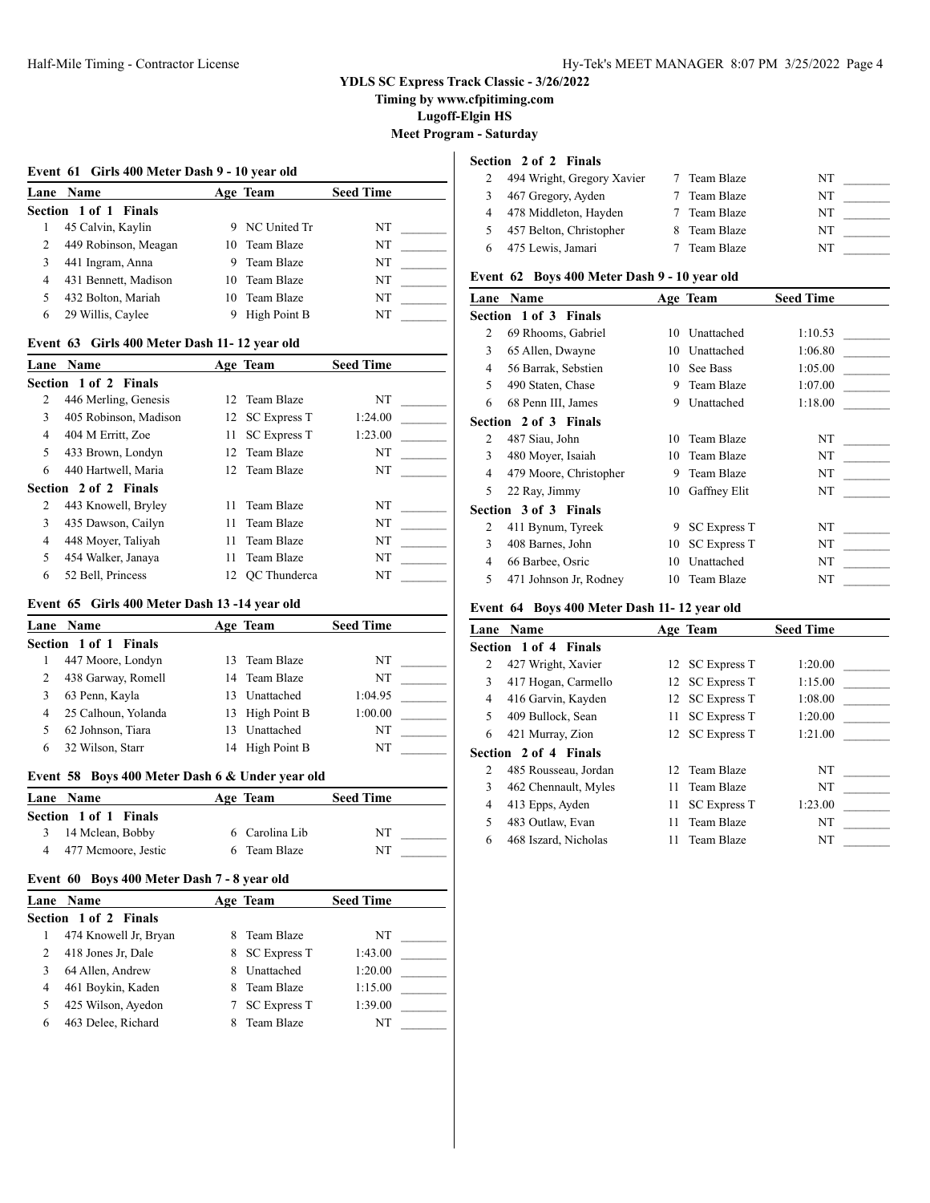# YDLS SC Express Track Classic - 3/26/2022

**Timing by www.cfpitiming.com**

**Lugoff-Elgin HS**

**Meet Program - Saturday**

### Event 61 Girls 400 Meter Dash 9 - 10 year old

| Lane | Name | Age | Team | Seed Time |
|---|---|---|---|---|
| **Section 1 of 1 Finals** | | | | |
| 1 | 45 Calvin, Kaylin | 9 | NC United Tr | NT |
| 2 | 449 Robinson, Meagan | 10 | Team Blaze | NT |
| 3 | 441 Ingram, Anna | 9 | Team Blaze | NT |
| 4 | 431 Bennett, Madison | 10 | Team Blaze | NT |
| 5 | 432 Bolton, Mariah | 10 | Team Blaze | NT |
| 6 | 29 Willis, Caylee | 9 | High Point B | NT |

### Event 63 Girls 400 Meter Dash 11- 12 year old

| Lane | Name | Age | Team | Seed Time |
|---|---|---|---|---|
| **Section 1 of 2 Finals** | | | | |
| 2 | 446 Merling, Genesis | 12 | Team Blaze | NT |
| 3 | 405 Robinson, Madison | 12 | SC Express T | 1:24.00 |
| 4 | 404 M Erritt, Zoe | 11 | SC Express T | 1:23.00 |
| 5 | 433 Brown, Londyn | 12 | Team Blaze | NT |
| 6 | 440 Hartwell, Maria | 12 | Team Blaze | NT |
| **Section 2 of 2 Finals** | | | | |
| 2 | 443 Knowell, Bryley | 11 | Team Blaze | NT |
| 3 | 435 Dawson, Cailyn | 11 | Team Blaze | NT |
| 4 | 448 Moyer, Taliyah | 11 | Team Blaze | NT |
| 5 | 454 Walker, Janaya | 11 | Team Blaze | NT |
| 6 | 52 Bell, Princess | 12 | QC Thunderca | NT |

### Event 65 Girls 400 Meter Dash 13 -14 year old

| Lane | Name | Age | Team | Seed Time |
|---|---|---|---|---|
| **Section 1 of 1 Finals** | | | | |
| 1 | 447 Moore, Londyn | 13 | Team Blaze | NT |
| 2 | 438 Garway, Romell | 14 | Team Blaze | NT |
| 3 | 63 Penn, Kayla | 13 | Unattached | 1:04.95 |
| 4 | 25 Calhoun, Yolanda | 13 | High Point B | 1:00.00 |
| 5 | 62 Johnson, Tiara | 13 | Unattached | NT |
| 6 | 32 Wilson, Starr | 14 | High Point B | NT |

### Event 58 Boys 400 Meter Dash 6 & Under year old

| Lane | Name | Age | Team | Seed Time |
|---|---|---|---|---|
| **Section 1 of 1 Finals** | | | | |
| 3 | 14 Mclean, Bobby | 6 | Carolina Lib | NT |
| 4 | 477 Mcmoore, Jestic | 6 | Team Blaze | NT |

### Event 60 Boys 400 Meter Dash 7 - 8 year old

| Lane | Name | Age | Team | Seed Time |
|---|---|---|---|---|
| **Section 1 of 2 Finals** | | | | |
| 1 | 474 Knowell Jr, Bryan | 8 | Team Blaze | NT |
| 2 | 418 Jones Jr, Dale | 8 | SC Express T | 1:43.00 |
| 3 | 64 Allen, Andrew | 8 | Unattached | 1:20.00 |
| 4 | 461 Boykin, Kaden | 8 | Team Blaze | 1:15.00 |
| 5 | 425 Wilson, Ayedon | 7 | SC Express T | 1:39.00 |
| 6 | 463 Delee, Richard | 8 | Team Blaze | NT |
| **Section 2 of 2 Finals** | | | | |
| 2 | 494 Wright, Gregory Xavier | 7 | Team Blaze | NT |
| 3 | 467 Gregory, Ayden | 7 | Team Blaze | NT |
| 4 | 478 Middleton, Hayden | 7 | Team Blaze | NT |
| 5 | 457 Belton, Christopher | 8 | Team Blaze | NT |
| 6 | 475 Lewis, Jamari | 7 | Team Blaze | NT |

### Event 62 Boys 400 Meter Dash 9 - 10 year old

| Lane | Name | Age | Team | Seed Time |
|---|---|---|---|---|
| **Section 1 of 3 Finals** | | | | |
| 2 | 69 Rhooms, Gabriel | 10 | Unattached | 1:10.53 |
| 3 | 65 Allen, Dwayne | 10 | Unattached | 1:06.80 |
| 4 | 56 Barrak, Sebstien | 10 | See Bass | 1:05.00 |
| 5 | 490 Staten, Chase | 9 | Team Blaze | 1:07.00 |
| 6 | 68 Penn III, James | 9 | Unattached | 1:18.00 |
| **Section 2 of 3 Finals** | | | | |
| 2 | 487 Siau, John | 10 | Team Blaze | NT |
| 3 | 480 Moyer, Isaiah | 10 | Team Blaze | NT |
| 4 | 479 Moore, Christopher | 9 | Team Blaze | NT |
| 5 | 22 Ray, Jimmy | 10 | Gaffney Elit | NT |
| **Section 3 of 3 Finals** | | | | |
| 2 | 411 Bynum, Tyreek | 9 | SC Express T | NT |
| 3 | 408 Barnes, John | 10 | SC Express T | NT |
| 4 | 66 Barbee, Osric | 10 | Unattached | NT |
| 5 | 471 Johnson Jr, Rodney | 10 | Team Blaze | NT |

### Event 64 Boys 400 Meter Dash 11- 12 year old

| Lane | Name | Age | Team | Seed Time |
|---|---|---|---|---|
| **Section 1 of 4 Finals** | | | | |
| 2 | 427 Wright, Xavier | 12 | SC Express T | 1:20.00 |
| 3 | 417 Hogan, Carmello | 12 | SC Express T | 1:15.00 |
| 4 | 416 Garvin, Kayden | 12 | SC Express T | 1:08.00 |
| 5 | 409 Bullock, Sean | 11 | SC Express T | 1:20.00 |
| 6 | 421 Murray, Zion | 12 | SC Express T | 1:21.00 |
| **Section 2 of 4 Finals** | | | | |
| 2 | 485 Rousseau, Jordan | 12 | Team Blaze | NT |
| 3 | 462 Chennault, Myles | 11 | Team Blaze | NT |
| 4 | 413 Epps, Ayden | 11 | SC Express T | 1:23.00 |
| 5 | 483 Outlaw, Evan | 11 | Team Blaze | NT |
| 6 | 468 Iszard, Nicholas | 11 | Team Blaze | NT |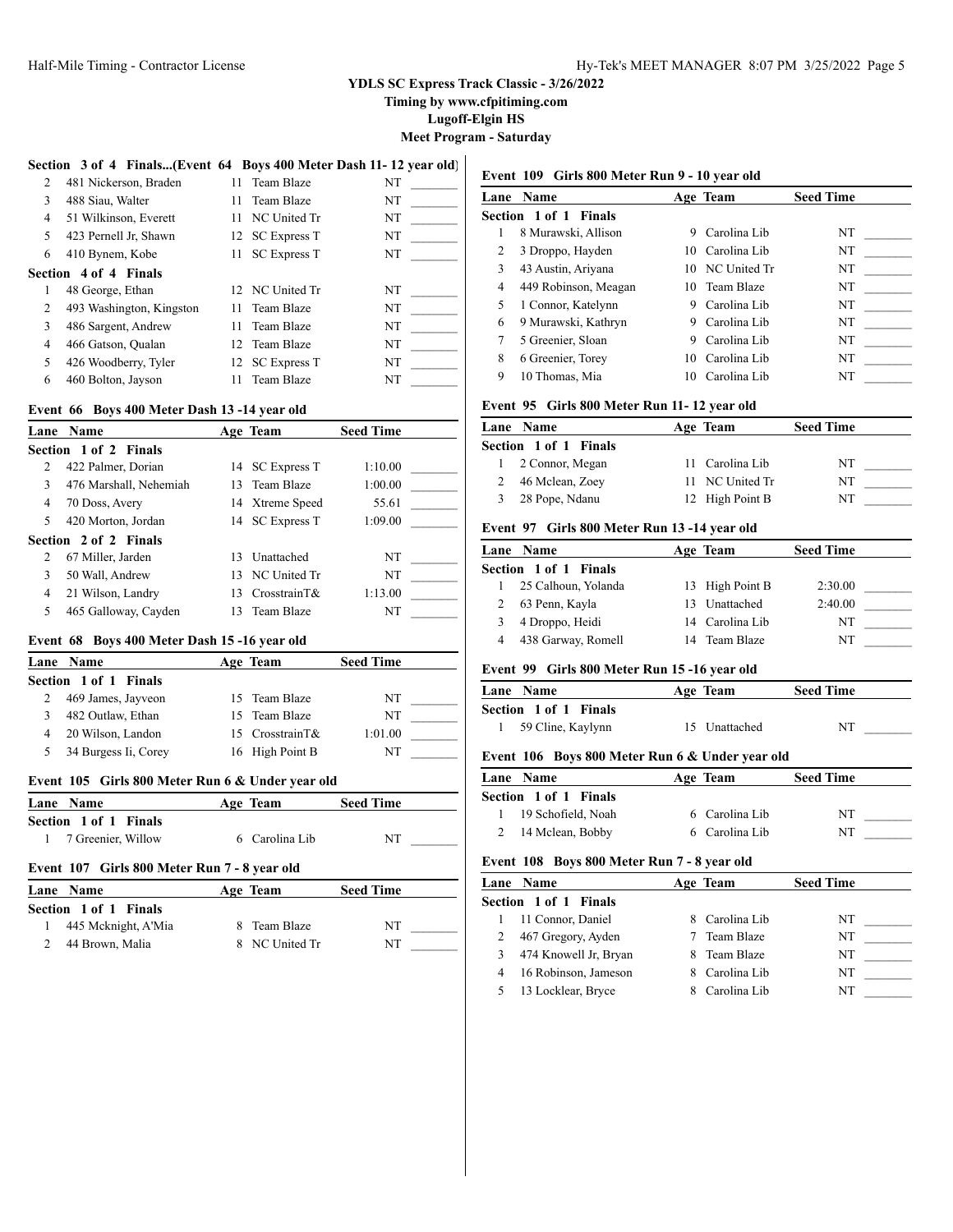**YDLS SC Express Track Classic - 3/26/2022**
**Timing by www.cfpitiming.com**
**Lugoff-Elgin HS**
**Meet Program - Saturday**

### Section 3 of 4 Finals...(Event 64 Boys 400 Meter Dash 11- 12 year old)

| Lane | Name | Age | Team | Seed Time |
|---|---|---|---|---|
| 2 | 481 Nickerson, Braden | 11 | Team Blaze | NT |
| 3 | 488 Siau, Walter | 11 | Team Blaze | NT |
| 4 | 51 Wilkinson, Everett | 11 | NC United Tr | NT |
| 5 | 423 Pernell Jr, Shawn | 12 | SC Express T | NT |
| 6 | 410 Bynem, Kobe | 11 | SC Express T | NT |
| **Section 4 of 4 Finals** | | | | |
| 1 | 48 George, Ethan | 12 | NC United Tr | NT |
| 2 | 493 Washington, Kingston | 11 | Team Blaze | NT |
| 3 | 486 Sargent, Andrew | 11 | Team Blaze | NT |
| 4 | 466 Gatson, Qualan | 12 | Team Blaze | NT |
| 5 | 426 Woodberry, Tyler | 12 | SC Express T | NT |
| 6 | 460 Bolton, Jayson | 11 | Team Blaze | NT |

### Event 66 Boys 400 Meter Dash 13 -14 year old

| Lane | Name | Age | Team | Seed Time |
|---|---|---|---|---|
| **Section 1 of 2 Finals** | | | | |
| 2 | 422 Palmer, Dorian | 14 | SC Express T | 1:10.00 |
| 3 | 476 Marshall, Nehemiah | 13 | Team Blaze | 1:00.00 |
| 4 | 70 Doss, Avery | 14 | Xtreme Speed | 55.61 |
| 5 | 420 Morton, Jordan | 14 | SC Express T | 1:09.00 |
| **Section 2 of 2 Finals** | | | | |
| 2 | 67 Miller, Jarden | 13 | Unattached | NT |
| 3 | 50 Wall, Andrew | 13 | NC United Tr | NT |
| 4 | 21 Wilson, Landry | 13 | CrosstrainT& | 1:13.00 |
| 5 | 465 Galloway, Cayden | 13 | Team Blaze | NT |

### Event 68 Boys 400 Meter Dash 15 -16 year old

| Lane | Name | Age | Team | Seed Time |
|---|---|---|---|---|
| **Section 1 of 1 Finals** | | | | |
| 2 | 469 James, Jayveon | 15 | Team Blaze | NT |
| 3 | 482 Outlaw, Ethan | 15 | Team Blaze | NT |
| 4 | 20 Wilson, Landon | 15 | CrosstrainT& | 1:01.00 |
| 5 | 34 Burgess Ii, Corey | 16 | High Point B | NT |

### Event 105 Girls 800 Meter Run 6 & Under year old

| Lane | Name | Age | Team | Seed Time |
|---|---|---|---|---|
| **Section 1 of 1 Finals** | | | | |
| 1 | 7 Greenier, Willow | 6 | Carolina Lib | NT |

### Event 107 Girls 800 Meter Run 7 - 8 year old

| Lane | Name | Age | Team | Seed Time |
|---|---|---|---|---|
| **Section 1 of 1 Finals** | | | | |
| 1 | 445 Mcknight, A'Mia | 8 | Team Blaze | NT |
| 2 | 44 Brown, Malia | 8 | NC United Tr | NT |

### Event 109 Girls 800 Meter Run 9 - 10 year old

| Lane | Name | Age | Team | Seed Time |
|---|---|---|---|---|
| **Section 1 of 1 Finals** | | | | |
| 1 | 8 Murawski, Allison | 9 | Carolina Lib | NT |
| 2 | 3 Droppo, Hayden | 10 | Carolina Lib | NT |
| 3 | 43 Austin, Ariyana | 10 | NC United Tr | NT |
| 4 | 449 Robinson, Meagan | 10 | Team Blaze | NT |
| 5 | 1 Connor, Katelynn | 9 | Carolina Lib | NT |
| 6 | 9 Murawski, Kathryn | 9 | Carolina Lib | NT |
| 7 | 5 Greenier, Sloan | 9 | Carolina Lib | NT |
| 8 | 6 Greenier, Torey | 10 | Carolina Lib | NT |
| 9 | 10 Thomas, Mia | 10 | Carolina Lib | NT |

### Event 95 Girls 800 Meter Run 11- 12 year old

| Lane | Name | Age | Team | Seed Time |
|---|---|---|---|---|
| **Section 1 of 1 Finals** | | | | |
| 1 | 2 Connor, Megan | 11 | Carolina Lib | NT |
| 2 | 46 Mclean, Zoey | 11 | NC United Tr | NT |
| 3 | 28 Pope, Ndanu | 12 | High Point B | NT |

### Event 97 Girls 800 Meter Run 13 -14 year old

| Lane | Name | Age | Team | Seed Time |
|---|---|---|---|---|
| **Section 1 of 1 Finals** | | | | |
| 1 | 25 Calhoun, Yolanda | 13 | High Point B | 2:30.00 |
| 2 | 63 Penn, Kayla | 13 | Unattached | 2:40.00 |
| 3 | 4 Droppo, Heidi | 14 | Carolina Lib | NT |
| 4 | 438 Garway, Romell | 14 | Team Blaze | NT |

### Event 99 Girls 800 Meter Run 15 -16 year old

| Lane | Name | Age | Team | Seed Time |
|---|---|---|---|---|
| **Section 1 of 1 Finals** | | | | |
| 1 | 59 Cline, Kaylynn | 15 | Unattached | NT |

### Event 106 Boys 800 Meter Run 6 & Under year old

| Lane | Name | Age | Team | Seed Time |
|---|---|---|---|---|
| **Section 1 of 1 Finals** | | | | |
| 1 | 19 Schofield, Noah | 6 | Carolina Lib | NT |
| 2 | 14 Mclean, Bobby | 6 | Carolina Lib | NT |

### Event 108 Boys 800 Meter Run 7 - 8 year old

| Lane | Name | Age | Team | Seed Time |
|---|---|---|---|---|
| **Section 1 of 1 Finals** | | | | |
| 1 | 11 Connor, Daniel | 8 | Carolina Lib | NT |
| 2 | 467 Gregory, Ayden | 7 | Team Blaze | NT |
| 3 | 474 Knowell Jr, Bryan | 8 | Team Blaze | NT |
| 4 | 16 Robinson, Jameson | 8 | Carolina Lib | NT |
| 5 | 13 Locklear, Bryce | 8 | Carolina Lib | NT |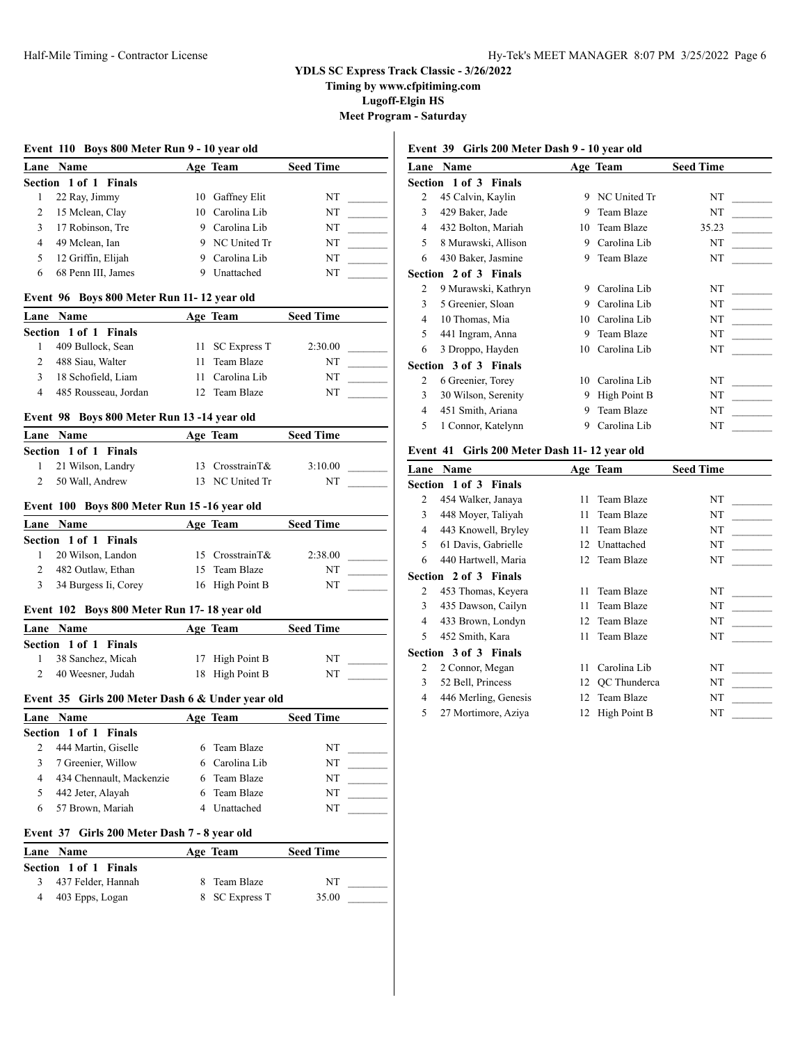**YDLS SC Express Track Classic - 3/26/2022**
**Timing by www.cfpitiming.com**
**Lugoff-Elgin HS**
**Meet Program - Saturday**

### Event 110 Boys 800 Meter Run 9 - 10 year old

| Lane | Name | Age | Team | Seed Time |
|---|---|---|---|---|
| **Section 1 of 1 Finals** | | | | |
| 1 | 22 Ray, Jimmy | 10 | Gaffney Elit | NT |
| 2 | 15 Mclean, Clay | 10 | Carolina Lib | NT |
| 3 | 17 Robinson, Tre | 9 | Carolina Lib | NT |
| 4 | 49 Mclean, Ian | 9 | NC United Tr | NT |
| 5 | 12 Griffin, Elijah | 9 | Carolina Lib | NT |
| 6 | 68 Penn III, James | 9 | Unattached | NT |

### Event 96 Boys 800 Meter Run 11- 12 year old

| Lane | Name | Age | Team | Seed Time |
|---|---|---|---|---|
| **Section 1 of 1 Finals** | | | | |
| 1 | 409 Bullock, Sean | 11 | SC Express T | 2:30.00 |
| 2 | 488 Siau, Walter | 11 | Team Blaze | NT |
| 3 | 18 Schofield, Liam | 11 | Carolina Lib | NT |
| 4 | 485 Rousseau, Jordan | 12 | Team Blaze | NT |

### Event 98 Boys 800 Meter Run 13 -14 year old

| Lane | Name | Age | Team | Seed Time |
|---|---|---|---|---|
| **Section 1 of 1 Finals** | | | | |
| 1 | 21 Wilson, Landry | 13 | CrosstrainT& | 3:10.00 |
| 2 | 50 Wall, Andrew | 13 | NC United Tr | NT |

### Event 100 Boys 800 Meter Run 15 -16 year old

| Lane | Name | Age | Team | Seed Time |
|---|---|---|---|---|
| **Section 1 of 1 Finals** | | | | |
| 1 | 20 Wilson, Landon | 15 | CrosstrainT& | 2:38.00 |
| 2 | 482 Outlaw, Ethan | 15 | Team Blaze | NT |
| 3 | 34 Burgess Ii, Corey | 16 | High Point B | NT |

### Event 102 Boys 800 Meter Run 17- 18 year old

| Lane | Name | Age | Team | Seed Time |
|---|---|---|---|---|
| **Section 1 of 1 Finals** | | | | |
| 1 | 38 Sanchez, Micah | 17 | High Point B | NT |
| 2 | 40 Weesner, Judah | 18 | High Point B | NT |

### Event 35 Girls 200 Meter Dash 6 & Under year old

| Lane | Name | Age | Team | Seed Time |
|---|---|---|---|---|
| **Section 1 of 1 Finals** | | | | |
| 2 | 444 Martin, Giselle | 6 | Team Blaze | NT |
| 3 | 7 Greenier, Willow | 6 | Carolina Lib | NT |
| 4 | 434 Chennault, Mackenzie | 6 | Team Blaze | NT |
| 5 | 442 Jeter, Alayah | 6 | Team Blaze | NT |
| 6 | 57 Brown, Mariah | 4 | Unattached | NT |

### Event 37 Girls 200 Meter Dash 7 - 8 year old

| Lane | Name | Age | Team | Seed Time |
|---|---|---|---|---|
| **Section 1 of 1 Finals** | | | | |
| 3 | 437 Felder, Hannah | 8 | Team Blaze | NT |
| 4 | 403 Epps, Logan | 8 | SC Express T | 35.00 |

### Event 39 Girls 200 Meter Dash 9 - 10 year old

| Lane | Name | Age | Team | Seed Time |
|---|---|---|---|---|
| **Section 1 of 3 Finals** | | | | |
| 2 | 45 Calvin, Kaylin | 9 | NC United Tr | NT |
| 3 | 429 Baker, Jade | 9 | Team Blaze | NT |
| 4 | 432 Bolton, Mariah | 10 | Team Blaze | 35.23 |
| 5 | 8 Murawski, Allison | 9 | Carolina Lib | NT |
| 6 | 430 Baker, Jasmine | 9 | Team Blaze | NT |
| **Section 2 of 3 Finals** | | | | |
| 2 | 9 Murawski, Kathryn | 9 | Carolina Lib | NT |
| 3 | 5 Greenier, Sloan | 9 | Carolina Lib | NT |
| 4 | 10 Thomas, Mia | 10 | Carolina Lib | NT |
| 5 | 441 Ingram, Anna | 9 | Team Blaze | NT |
| 6 | 3 Droppo, Hayden | 10 | Carolina Lib | NT |
| **Section 3 of 3 Finals** | | | | |
| 2 | 6 Greenier, Torey | 10 | Carolina Lib | NT |
| 3 | 30 Wilson, Serenity | 9 | High Point B | NT |
| 4 | 451 Smith, Ariana | 9 | Team Blaze | NT |
| 5 | 1 Connor, Katelynn | 9 | Carolina Lib | NT |

### Event 41 Girls 200 Meter Dash 11- 12 year old

| Lane | Name | Age | Team | Seed Time |
|---|---|---|---|---|
| **Section 1 of 3 Finals** | | | | |
| 2 | 454 Walker, Janaya | 11 | Team Blaze | NT |
| 3 | 448 Moyer, Taliyah | 11 | Team Blaze | NT |
| 4 | 443 Knowell, Bryley | 11 | Team Blaze | NT |
| 5 | 61 Davis, Gabrielle | 12 | Unattached | NT |
| 6 | 440 Hartwell, Maria | 12 | Team Blaze | NT |
| **Section 2 of 3 Finals** | | | | |
| 2 | 453 Thomas, Keyera | 11 | Team Blaze | NT |
| 3 | 435 Dawson, Cailyn | 11 | Team Blaze | NT |
| 4 | 433 Brown, Londyn | 12 | Team Blaze | NT |
| 5 | 452 Smith, Kara | 11 | Team Blaze | NT |
| **Section 3 of 3 Finals** | | | | |
| 2 | 2 Connor, Megan | 11 | Carolina Lib | NT |
| 3 | 52 Bell, Princess | 12 | QC Thunderca | NT |
| 4 | 446 Merling, Genesis | 12 | Team Blaze | NT |
| 5 | 27 Mortimore, Aziya | 12 | High Point B | NT |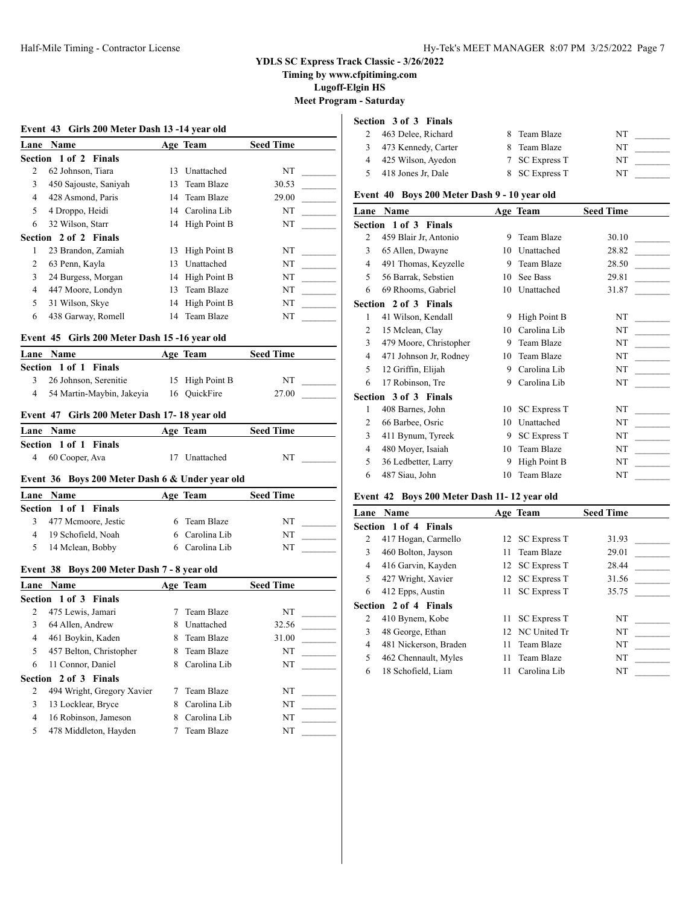## YDLS SC Express Track Classic - 3/26/2022

**Timing by www.cfpitiming.com**

**Lugoff-Elgin HS**

**Meet Program - Saturday**

### Event 43 Girls 200 Meter Dash 13 -14 year old

| Lane | Name | Age | Team | Seed Time |
|---|---|---|---|---|
| **Section 1 of 2 Finals** | | | | |
| 2 | 62 Johnson, Tiara | 13 | Unattached | NT |
| 3 | 450 Sajouste, Saniyah | 13 | Team Blaze | 30.53 |
| 4 | 428 Asmond, Paris | 14 | Team Blaze | 29.00 |
| 5 | 4 Droppo, Heidi | 14 | Carolina Lib | NT |
| 6 | 32 Wilson, Starr | 14 | High Point B | NT |
| **Section 2 of 2 Finals** | | | | |
| 1 | 23 Brandon, Zamiah | 13 | High Point B | NT |
| 2 | 63 Penn, Kayla | 13 | Unattached | NT |
| 3 | 24 Burgess, Morgan | 14 | High Point B | NT |
| 4 | 447 Moore, Londyn | 13 | Team Blaze | NT |
| 5 | 31 Wilson, Skye | 14 | High Point B | NT |
| 6 | 438 Garway, Romell | 14 | Team Blaze | NT |

### Event 45 Girls 200 Meter Dash 15 -16 year old

| Lane | Name | Age | Team | Seed Time |
|---|---|---|---|---|
| **Section 1 of 1 Finals** | | | | |
| 3 | 26 Johnson, Serenitie | 15 | High Point B | NT |
| 4 | 54 Martin-Maybin, Jakeyia | 16 | QuickFire | 27.00 |

### Event 47 Girls 200 Meter Dash 17- 18 year old

| Lane | Name | Age | Team | Seed Time |
|---|---|---|---|---|
| **Section 1 of 1 Finals** | | | | |
| 4 | 60 Cooper, Ava | 17 | Unattached | NT |

### Event 36 Boys 200 Meter Dash 6 & Under year old

| Lane | Name | Age | Team | Seed Time |
|---|---|---|---|---|
| **Section 1 of 1 Finals** | | | | |
| 3 | 477 Mcmoore, Jestic | 6 | Team Blaze | NT |
| 4 | 19 Schofield, Noah | 6 | Carolina Lib | NT |
| 5 | 14 Mclean, Bobby | 6 | Carolina Lib | NT |

### Event 38 Boys 200 Meter Dash 7 - 8 year old

| Lane | Name | Age | Team | Seed Time |
|---|---|---|---|---|
| **Section 1 of 3 Finals** | | | | |
| 2 | 475 Lewis, Jamari | 7 | Team Blaze | NT |
| 3 | 64 Allen, Andrew | 8 | Unattached | 32.56 |
| 4 | 461 Boykin, Kaden | 8 | Team Blaze | 31.00 |
| 5 | 457 Belton, Christopher | 8 | Team Blaze | NT |
| 6 | 11 Connor, Daniel | 8 | Carolina Lib | NT |
| **Section 2 of 3 Finals** | | | | |
| 2 | 494 Wright, Gregory Xavier | 7 | Team Blaze | NT |
| 3 | 13 Locklear, Bryce | 8 | Carolina Lib | NT |
| 4 | 16 Robinson, Jameson | 8 | Carolina Lib | NT |
| 5 | 478 Middleton, Hayden | 7 | Team Blaze | NT |
| **Section 3 of 3 Finals** | | | | |
| 2 | 463 Delee, Richard | 8 | Team Blaze | NT |
| 3 | 473 Kennedy, Carter | 8 | Team Blaze | NT |
| 4 | 425 Wilson, Ayedon | 7 | SC Express T | NT |
| 5 | 418 Jones Jr, Dale | 8 | SC Express T | NT |

### Event 40 Boys 200 Meter Dash 9 - 10 year old

| Lane | Name | Age | Team | Seed Time |
|---|---|---|---|---|
| **Section 1 of 3 Finals** | | | | |
| 2 | 459 Blair Jr, Antonio | 9 | Team Blaze | 30.10 |
| 3 | 65 Allen, Dwayne | 10 | Unattached | 28.82 |
| 4 | 491 Thomas, Keyzelle | 9 | Team Blaze | 28.50 |
| 5 | 56 Barrak, Sebstien | 10 | See Bass | 29.81 |
| 6 | 69 Rhooms, Gabriel | 10 | Unattached | 31.87 |
| **Section 2 of 3 Finals** | | | | |
| 1 | 41 Wilson, Kendall | 9 | High Point B | NT |
| 2 | 15 Mclean, Clay | 10 | Carolina Lib | NT |
| 3 | 479 Moore, Christopher | 9 | Team Blaze | NT |
| 4 | 471 Johnson Jr, Rodney | 10 | Team Blaze | NT |
| 5 | 12 Griffin, Elijah | 9 | Carolina Lib | NT |
| 6 | 17 Robinson, Tre | 9 | Carolina Lib | NT |
| **Section 3 of 3 Finals** | | | | |
| 1 | 408 Barnes, John | 10 | SC Express T | NT |
| 2 | 66 Barbee, Osric | 10 | Unattached | NT |
| 3 | 411 Bynum, Tyreek | 9 | SC Express T | NT |
| 4 | 480 Moyer, Isaiah | 10 | Team Blaze | NT |
| 5 | 36 Ledbetter, Larry | 9 | High Point B | NT |
| 6 | 487 Siau, John | 10 | Team Blaze | NT |

### Event 42 Boys 200 Meter Dash 11- 12 year old

| Lane | Name | Age | Team | Seed Time |
|---|---|---|---|---|
| **Section 1 of 4 Finals** | | | | |
| 2 | 417 Hogan, Carmello | 12 | SC Express T | 31.93 |
| 3 | 460 Bolton, Jayson | 11 | Team Blaze | 29.01 |
| 4 | 416 Garvin, Kayden | 12 | SC Express T | 28.44 |
| 5 | 427 Wright, Xavier | 12 | SC Express T | 31.56 |
| 6 | 412 Epps, Austin | 11 | SC Express T | 35.75 |
| **Section 2 of 4 Finals** | | | | |
| 2 | 410 Bynem, Kobe | 11 | SC Express T | NT |
| 3 | 48 George, Ethan | 12 | NC United Tr | NT |
| 4 | 481 Nickerson, Braden | 11 | Team Blaze | NT |
| 5 | 462 Chennault, Myles | 11 | Team Blaze | NT |
| 6 | 18 Schofield, Liam | 11 | Carolina Lib | NT |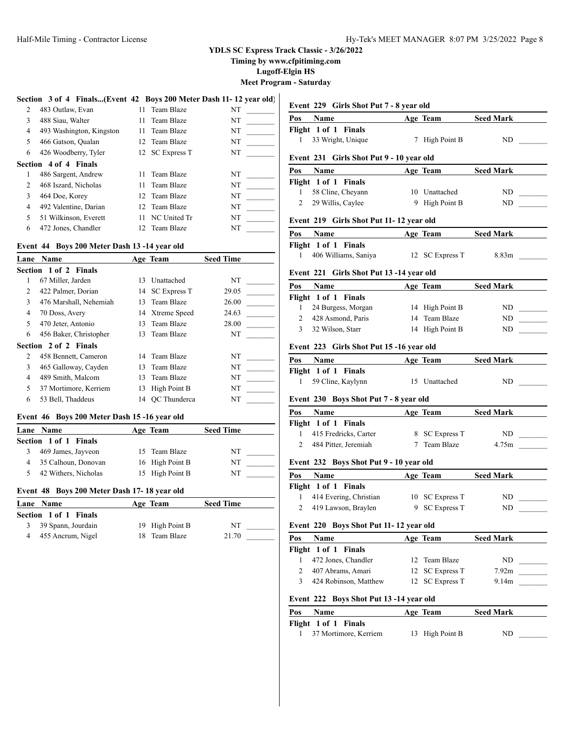**YDLS SC Express Track Classic - 3/26/2022**
**Timing by www.cfpitiming.com**
**Lugoff-Elgin HS**
**Meet Program - Saturday**

### Section 3 of 4 Finals...(Event 42 Boys 200 Meter Dash 11- 12 year old)

| Lane | Name | Age | Team | Seed Time |
|---|---|---|---|---|
| 2 | 483 Outlaw, Evan | 11 | Team Blaze | NT |
| 3 | 488 Siau, Walter | 11 | Team Blaze | NT |
| 4 | 493 Washington, Kingston | 11 | Team Blaze | NT |
| 5 | 466 Gatson, Qualan | 12 | Team Blaze | NT |
| 6 | 426 Woodberry, Tyler | 12 | SC Express T | NT |
| **Section 4 of 4 Finals** | | | | |
| 1 | 486 Sargent, Andrew | 11 | Team Blaze | NT |
| 2 | 468 Iszard, Nicholas | 11 | Team Blaze | NT |
| 3 | 464 Doe, Korey | 12 | Team Blaze | NT |
| 4 | 492 Valentine, Darian | 12 | Team Blaze | NT |
| 5 | 51 Wilkinson, Everett | 11 | NC United Tr | NT |
| 6 | 472 Jones, Chandler | 12 | Team Blaze | NT |

### Event 44 Boys 200 Meter Dash 13 -14 year old

| Lane | Name | Age | Team | Seed Time |
|---|---|---|---|---|
| **Section 1 of 2 Finals** | | | | |
| 1 | 67 Miller, Jarden | 13 | Unattached | NT |
| 2 | 422 Palmer, Dorian | 14 | SC Express T | 29.05 |
| 3 | 476 Marshall, Nehemiah | 13 | Team Blaze | 26.00 |
| 4 | 70 Doss, Avery | 14 | Xtreme Speed | 24.63 |
| 5 | 470 Jeter, Antonio | 13 | Team Blaze | 28.00 |
| 6 | 456 Baker, Christopher | 13 | Team Blaze | NT |
| **Section 2 of 2 Finals** | | | | |
| 2 | 458 Bennett, Cameron | 14 | Team Blaze | NT |
| 3 | 465 Galloway, Cayden | 13 | Team Blaze | NT |
| 4 | 489 Smith, Malcom | 13 | Team Blaze | NT |
| 5 | 37 Mortimore, Kerriem | 13 | High Point B | NT |
| 6 | 53 Bell, Thaddeus | 14 | QC Thunderca | NT |

### Event 46 Boys 200 Meter Dash 15 -16 year old

| Lane | Name | Age | Team | Seed Time |
|---|---|---|---|---|
| **Section 1 of 1 Finals** | | | | |
| 3 | 469 James, Jayveon | 15 | Team Blaze | NT |
| 4 | 35 Calhoun, Donovan | 16 | High Point B | NT |
| 5 | 42 Withers, Nicholas | 15 | High Point B | NT |

### Event 48 Boys 200 Meter Dash 17- 18 year old

| Lane | Name | Age | Team | Seed Time |
|---|---|---|---|---|
| **Section 1 of 1 Finals** | | | | |
| 3 | 39 Spann, Jourdain | 19 | High Point B | NT |
| 4 | 455 Ancrum, Nigel | 18 | Team Blaze | 21.70 |

### Event 229 Girls Shot Put 7 - 8 year old

| Pos | Name | Age | Team | Seed Mark |
|---|---|---|---|---|
| **Flight 1 of 1 Finals** | | | | |
| 1 | 33 Wright, Unique | 7 | High Point B | ND |

### Event 231 Girls Shot Put 9 - 10 year old

| Pos | Name | Age | Team | Seed Mark |
|---|---|---|---|---|
| **Flight 1 of 1 Finals** | | | | |
| 1 | 58 Cline, Cheyann | 10 | Unattached | ND |
| 2 | 29 Willis, Caylee | 9 | High Point B | ND |

### Event 219 Girls Shot Put 11- 12 year old

| Pos | Name | Age | Team | Seed Mark |
|---|---|---|---|---|
| **Flight 1 of 1 Finals** | | | | |
| 1 | 406 Williams, Saniya | 12 | SC Express T | 8.83m |

### Event 221 Girls Shot Put 13 -14 year old

| Pos | Name | Age | Team | Seed Mark |
|---|---|---|---|---|
| **Flight 1 of 1 Finals** | | | | |
| 1 | 24 Burgess, Morgan | 14 | High Point B | ND |
| 2 | 428 Asmond, Paris | 14 | Team Blaze | ND |
| 3 | 32 Wilson, Starr | 14 | High Point B | ND |

### Event 223 Girls Shot Put 15 -16 year old

| Pos | Name | Age | Team | Seed Mark |
|---|---|---|---|---|
| **Flight 1 of 1 Finals** | | | | |
| 1 | 59 Cline, Kaylynn | 15 | Unattached | ND |

### Event 230 Boys Shot Put 7 - 8 year old

| Pos | Name | Age | Team | Seed Mark |
|---|---|---|---|---|
| **Flight 1 of 1 Finals** | | | | |
| 1 | 415 Fredricks, Carter | 8 | SC Express T | ND |
| 2 | 484 Pitter, Jeremiah | 7 | Team Blaze | 4.75m |

### Event 232 Boys Shot Put 9 - 10 year old

| Pos | Name | Age | Team | Seed Mark |
|---|---|---|---|---|
| **Flight 1 of 1 Finals** | | | | |
| 1 | 414 Evering, Christian | 10 | SC Express T | ND |
| 2 | 419 Lawson, Braylen | 9 | SC Express T | ND |

### Event 220 Boys Shot Put 11- 12 year old

| Pos | Name | Age | Team | Seed Mark |
|---|---|---|---|---|
| **Flight 1 of 1 Finals** | | | | |
| 1 | 472 Jones, Chandler | 12 | Team Blaze | ND |
| 2 | 407 Abrams, Amari | 12 | SC Express T | 7.92m |
| 3 | 424 Robinson, Matthew | 12 | SC Express T | 9.14m |

### Event 222 Boys Shot Put 13 -14 year old

| Pos | Name | Age | Team | Seed Mark |
|---|---|---|---|---|
| **Flight 1 of 1 Finals** | | | | |
| 1 | 37 Mortimore, Kerriem | 13 | High Point B | ND |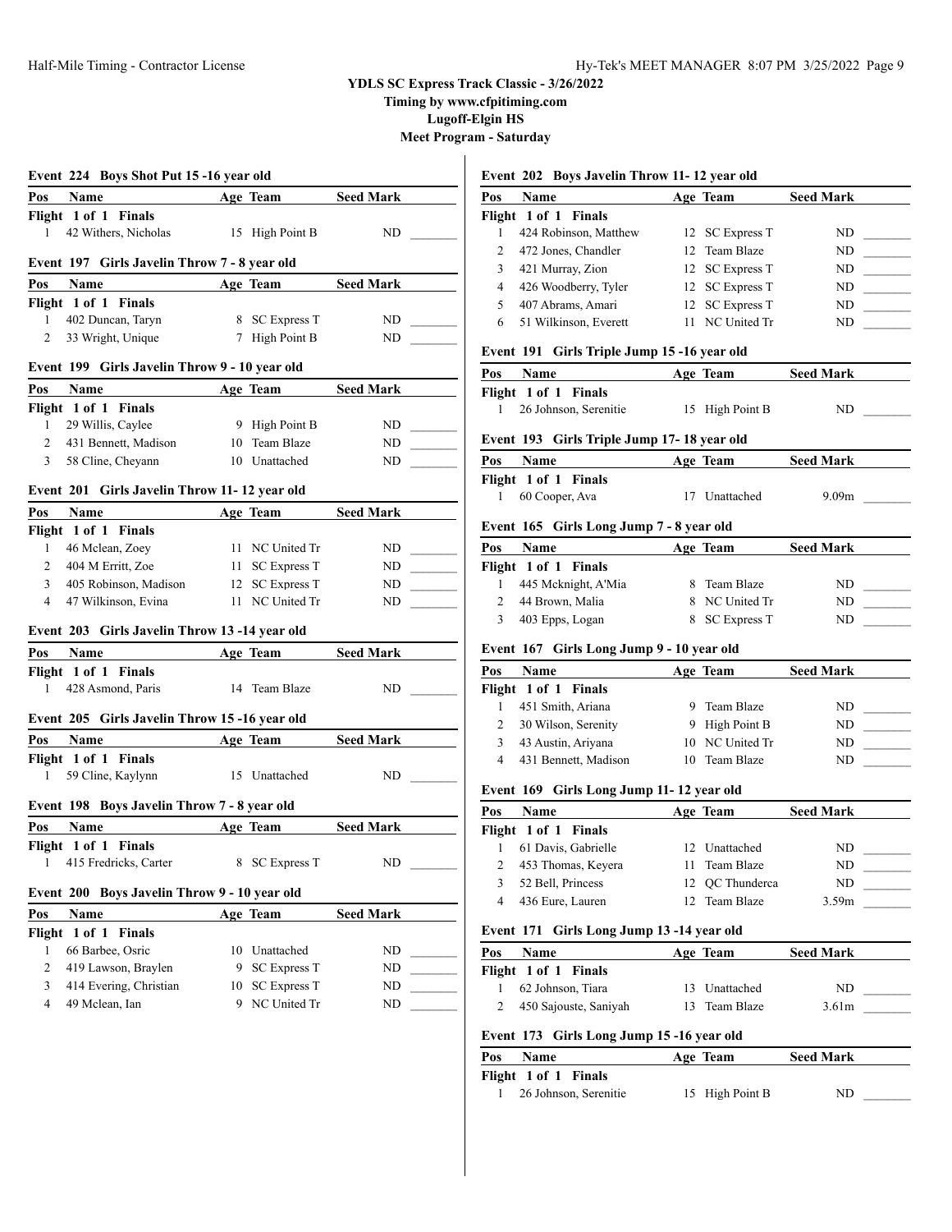**YDLS SC Express Track Classic - 3/26/2022**
**Timing by www.cfpitiming.com**
**Lugoff-Elgin HS**
**Meet Program - Saturday**

### Event 224 Boys Shot Put 15 -16 year old

| Pos | Name | Age | Team | Seed Mark | |
|---|---|---|---|---|---|
| **Flight 1 of 1 Finals** | | | | | |
| 1 | 42 Withers, Nicholas | 15 | High Point B | ND | _______ |

### Event 197 Girls Javelin Throw 7 - 8 year old

| Pos | Name | Age | Team | Seed Mark | |
|---|---|---|---|---|---|
| **Flight 1 of 1 Finals** | | | | | |
| 1 | 402 Duncan, Taryn | 8 | SC Express T | ND | _______ |
| 2 | 33 Wright, Unique | 7 | High Point B | ND | _______ |

### Event 199 Girls Javelin Throw 9 - 10 year old

| Pos | Name | Age | Team | Seed Mark | |
|---|---|---|---|---|---|
| **Flight 1 of 1 Finals** | | | | | |
| 1 | 29 Willis, Caylee | 9 | High Point B | ND | _______ |
| 2 | 431 Bennett, Madison | 10 | Team Blaze | ND | _______ |
| 3 | 58 Cline, Cheyann | 10 | Unattached | ND | _______ |

### Event 201 Girls Javelin Throw 11- 12 year old

| Pos | Name | Age | Team | Seed Mark | |
|---|---|---|---|---|---|
| **Flight 1 of 1 Finals** | | | | | |
| 1 | 46 Mclean, Zoey | 11 | NC United Tr | ND | _______ |
| 2 | 404 M Erritt, Zoe | 11 | SC Express T | ND | _______ |
| 3 | 405 Robinson, Madison | 12 | SC Express T | ND | _______ |
| 4 | 47 Wilkinson, Evina | 11 | NC United Tr | ND | _______ |

### Event 203 Girls Javelin Throw 13 -14 year old

| Pos | Name | Age | Team | Seed Mark | |
|---|---|---|---|---|---|
| **Flight 1 of 1 Finals** | | | | | |
| 1 | 428 Asmond, Paris | 14 | Team Blaze | ND | _______ |

### Event 205 Girls Javelin Throw 15 -16 year old

| Pos | Name | Age | Team | Seed Mark | |
|---|---|---|---|---|---|
| **Flight 1 of 1 Finals** | | | | | |
| 1 | 59 Cline, Kaylynn | 15 | Unattached | ND | _______ |

### Event 198 Boys Javelin Throw 7 - 8 year old

| Pos | Name | Age | Team | Seed Mark | |
|---|---|---|---|---|---|
| **Flight 1 of 1 Finals** | | | | | |
| 1 | 415 Fredricks, Carter | 8 | SC Express T | ND | _______ |

### Event 200 Boys Javelin Throw 9 - 10 year old

| Pos | Name | Age | Team | Seed Mark | |
|---|---|---|---|---|---|
| **Flight 1 of 1 Finals** | | | | | |
| 1 | 66 Barbee, Osric | 10 | Unattached | ND | _______ |
| 2 | 419 Lawson, Braylen | 9 | SC Express T | ND | _______ |
| 3 | 414 Evering, Christian | 10 | SC Express T | ND | _______ |
| 4 | 49 Mclean, Ian | 9 | NC United Tr | ND | _______ |

### Event 202 Boys Javelin Throw 11- 12 year old

| Pos | Name | Age | Team | Seed Mark | |
|---|---|---|---|---|---|
| **Flight 1 of 1 Finals** | | | | | |
| 1 | 424 Robinson, Matthew | 12 | SC Express T | ND | _______ |
| 2 | 472 Jones, Chandler | 12 | Team Blaze | ND | _______ |
| 3 | 421 Murray, Zion | 12 | SC Express T | ND | _______ |
| 4 | 426 Woodberry, Tyler | 12 | SC Express T | ND | _______ |
| 5 | 407 Abrams, Amari | 12 | SC Express T | ND | _______ |
| 6 | 51 Wilkinson, Everett | 11 | NC United Tr | ND | _______ |

### Event 191 Girls Triple Jump 15 -16 year old

| Pos | Name | Age | Team | Seed Mark | |
|---|---|---|---|---|---|
| **Flight 1 of 1 Finals** | | | | | |
| 1 | 26 Johnson, Serenitie | 15 | High Point B | ND | _______ |

### Event 193 Girls Triple Jump 17- 18 year old

| Pos | Name | Age | Team | Seed Mark | |
|---|---|---|---|---|---|
| **Flight 1 of 1 Finals** | | | | | |
| 1 | 60 Cooper, Ava | 17 | Unattached | 9.09m | _______ |

### Event 165 Girls Long Jump 7 - 8 year old

| Pos | Name | Age | Team | Seed Mark | |
|---|---|---|---|---|---|
| **Flight 1 of 1 Finals** | | | | | |
| 1 | 445 Mcknight, A'Mia | 8 | Team Blaze | ND | _______ |
| 2 | 44 Brown, Malia | 8 | NC United Tr | ND | _______ |
| 3 | 403 Epps, Logan | 8 | SC Express T | ND | _______ |

### Event 167 Girls Long Jump 9 - 10 year old

| Pos | Name | Age | Team | Seed Mark | |
|---|---|---|---|---|---|
| **Flight 1 of 1 Finals** | | | | | |
| 1 | 451 Smith, Ariana | 9 | Team Blaze | ND | _______ |
| 2 | 30 Wilson, Serenity | 9 | High Point B | ND | _______ |
| 3 | 43 Austin, Ariyana | 10 | NC United Tr | ND | _______ |
| 4 | 431 Bennett, Madison | 10 | Team Blaze | ND | _______ |

### Event 169 Girls Long Jump 11- 12 year old

| Pos | Name | Age | Team | Seed Mark | |
|---|---|---|---|---|---|
| **Flight 1 of 1 Finals** | | | | | |
| 1 | 61 Davis, Gabrielle | 12 | Unattached | ND | _______ |
| 2 | 453 Thomas, Keyera | 11 | Team Blaze | ND | _______ |
| 3 | 52 Bell, Princess | 12 | QC Thunderca | ND | _______ |
| 4 | 436 Eure, Lauren | 12 | Team Blaze | 3.59m | _______ |

### Event 171 Girls Long Jump 13 -14 year old

| Pos | Name | Age | Team | Seed Mark | |
|---|---|---|---|---|---|
| **Flight 1 of 1 Finals** | | | | | |
| 1 | 62 Johnson, Tiara | 13 | Unattached | ND | _______ |
| 2 | 450 Sajouste, Saniyah | 13 | Team Blaze | 3.61m | _______ |

### Event 173 Girls Long Jump 15 -16 year old

| Pos | Name | Age | Team | Seed Mark | |
|---|---|---|---|---|---|
| **Flight 1 of 1 Finals** | | | | | |
| 1 | 26 Johnson, Serenitie | 15 | High Point B | ND | _______ |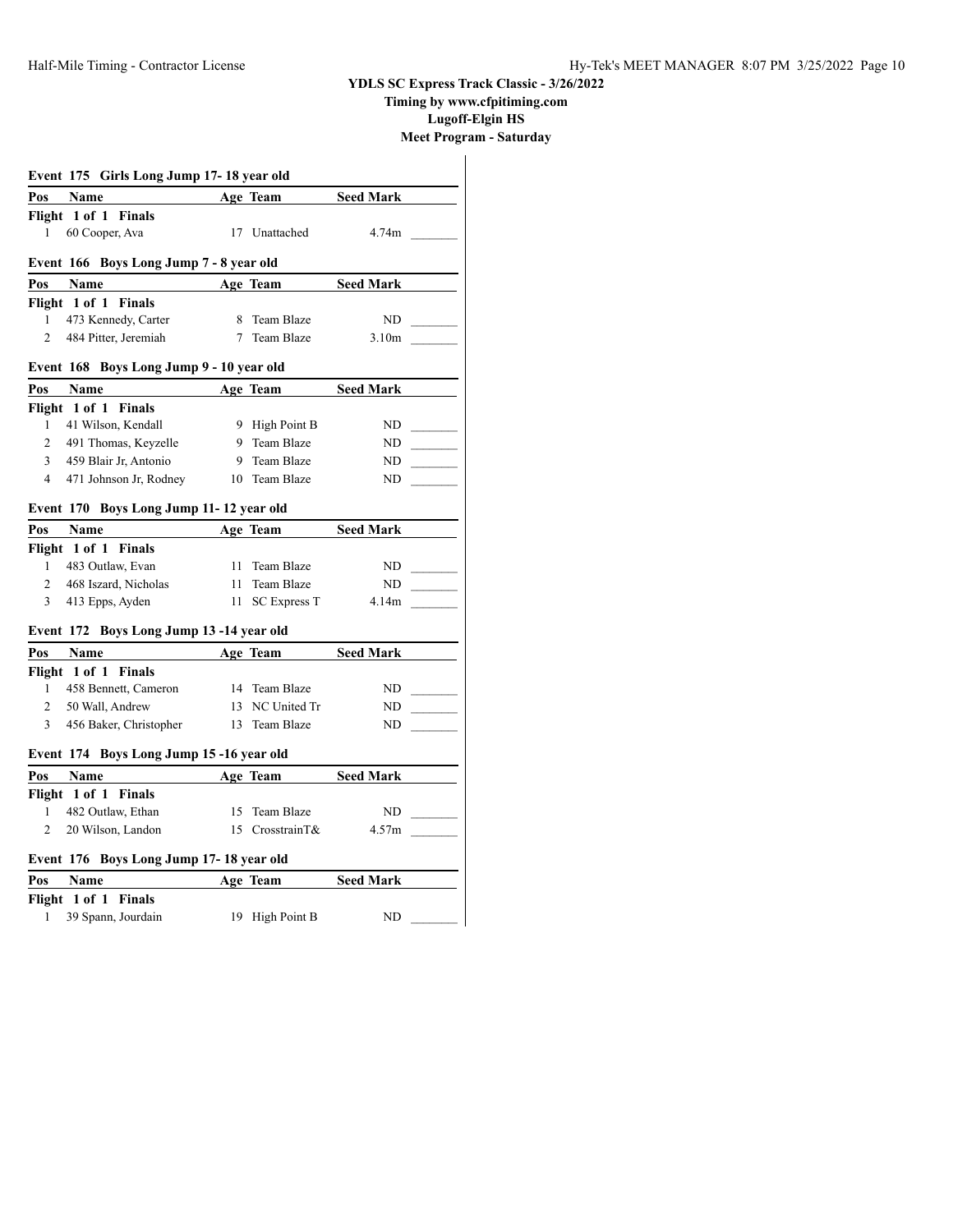**YDLS SC Express Track Classic - 3/26/2022**
**Timing by www.cfpitiming.com**
**Lugoff-Elgin HS**
**Meet Program - Saturday**

### Event 175 Girls Long Jump 17- 18 year old

| Pos | Name | Age | Team | Seed Mark | |
|---|---|---|---|---|---|
| **Flight 1 of 1 Finals** | | | | | |
| 1 | 60 Cooper, Ava | 17 | Unattached | 4.74m | _______ |

### Event 166 Boys Long Jump 7 - 8 year old

| Pos | Name | Age | Team | Seed Mark | |
|---|---|---|---|---|---|
| **Flight 1 of 1 Finals** | | | | | |
| 1 | 473 Kennedy, Carter | 8 | Team Blaze | ND | _______ |
| 2 | 484 Pitter, Jeremiah | 7 | Team Blaze | 3.10m | _______ |

### Event 168 Boys Long Jump 9 - 10 year old

| Pos | Name | Age | Team | Seed Mark | |
|---|---|---|---|---|---|
| **Flight 1 of 1 Finals** | | | | | |
| 1 | 41 Wilson, Kendall | 9 | High Point B | ND | _______ |
| 2 | 491 Thomas, Keyzelle | 9 | Team Blaze | ND | _______ |
| 3 | 459 Blair Jr, Antonio | 9 | Team Blaze | ND | _______ |
| 4 | 471 Johnson Jr, Rodney | 10 | Team Blaze | ND | _______ |

### Event 170 Boys Long Jump 11- 12 year old

| Pos | Name | Age | Team | Seed Mark | |
|---|---|---|---|---|---|
| **Flight 1 of 1 Finals** | | | | | |
| 1 | 483 Outlaw, Evan | 11 | Team Blaze | ND | _______ |
| 2 | 468 Iszard, Nicholas | 11 | Team Blaze | ND | _______ |
| 3 | 413 Epps, Ayden | 11 | SC Express T | 4.14m | _______ |

### Event 172 Boys Long Jump 13 -14 year old

| Pos | Name | Age | Team | Seed Mark | |
|---|---|---|---|---|---|
| **Flight 1 of 1 Finals** | | | | | |
| 1 | 458 Bennett, Cameron | 14 | Team Blaze | ND | _______ |
| 2 | 50 Wall, Andrew | 13 | NC United Tr | ND | _______ |
| 3 | 456 Baker, Christopher | 13 | Team Blaze | ND | _______ |

### Event 174 Boys Long Jump 15 -16 year old

| Pos | Name | Age | Team | Seed Mark | |
|---|---|---|---|---|---|
| **Flight 1 of 1 Finals** | | | | | |
| 1 | 482 Outlaw, Ethan | 15 | Team Blaze | ND | _______ |
| 2 | 20 Wilson, Landon | 15 | CrosstrainT& | 4.57m | _______ |

### Event 176 Boys Long Jump 17- 18 year old

| Pos | Name | Age | Team | Seed Mark | |
|---|---|---|---|---|---|
| **Flight 1 of 1 Finals** | | | | | |
| 1 | 39 Spann, Jourdain | 19 | High Point B | ND | _______ |